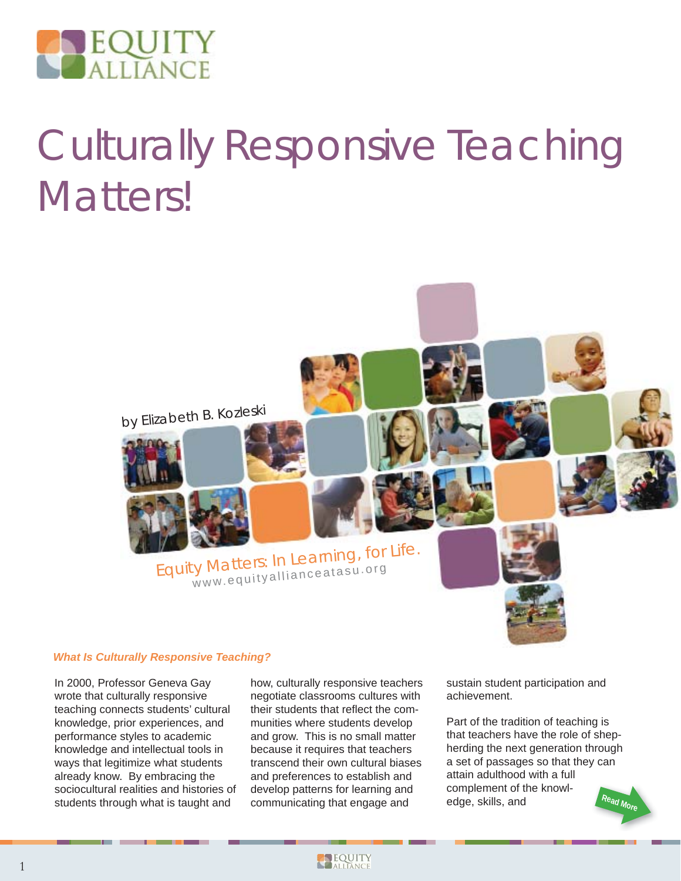EQUITY ALLIANCE

# Culturally Responsive Teaching Matters!

by Elizabeth B. Kozleski

Equity Matters: In Learning, for Life.
www.equityallianceatasu.org

### *What Is Culturally Responsive Teaching?*

In 2000, Professor Geneva Gay wrote that culturally responsive teaching connects students' cultural knowledge, prior experiences, and performance styles to academic knowledge and intellectual tools in ways that legitimize what students already know. By embracing the sociocultural realities and histories of students through what is taught and how, culturally responsive teachers negotiate classrooms cultures with their students that reflect the communities where students develop and grow. This is no small matter because it requires that teachers transcend their own cultural biases and preferences to establish and develop patterns for learning and communicating that engage and sustain student participation and achievement.

Part of the tradition of teaching is that teachers have the role of shepherding the next generation through a set of passages so that they can attain adulthood with a full complement of the knowledge, skills, and

Read More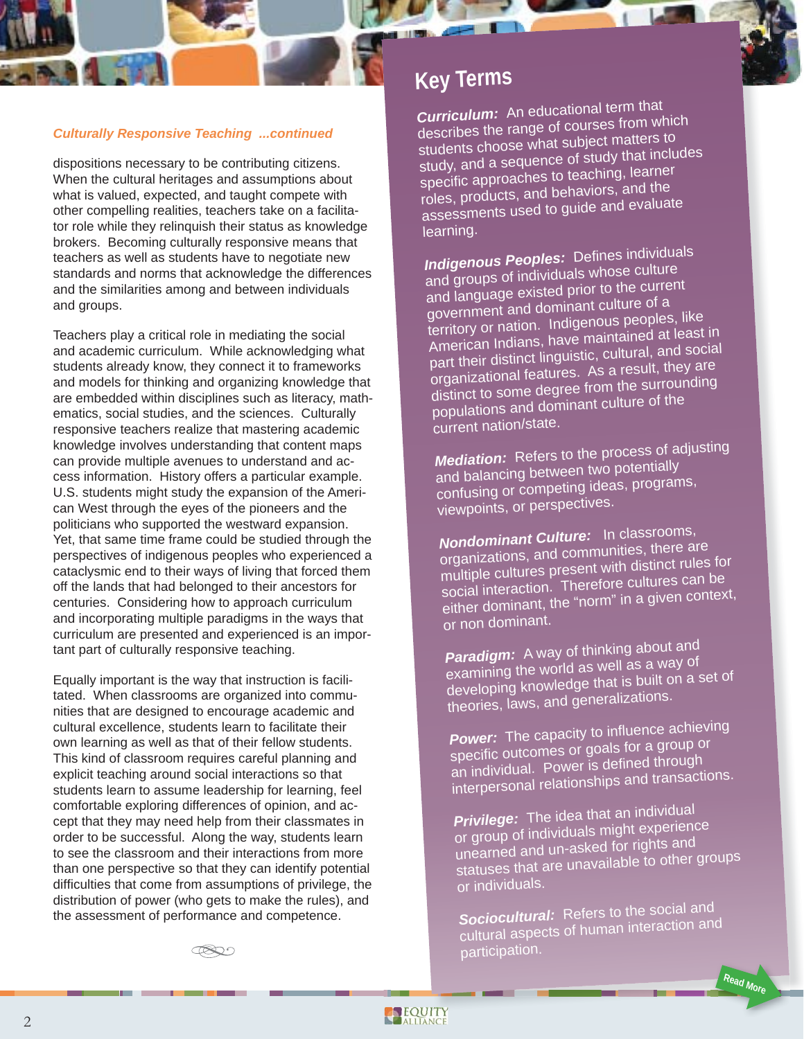*Culturally Responsive Teaching ...continued*

dispositions necessary to be contributing citizens. When the cultural heritages and assumptions about what is valued, expected, and taught compete with other compelling realities, teachers take on a facilitator role while they relinquish their status as knowledge brokers. Becoming culturally responsive means that teachers as well as students have to negotiate new standards and norms that acknowledge the differences and the similarities among and between individuals and groups.

Teachers play a critical role in mediating the social and academic curriculum. While acknowledging what students already know, they connect it to frameworks and models for thinking and organizing knowledge that are embedded within disciplines such as literacy, mathematics, social studies, and the sciences. Culturally responsive teachers realize that mastering academic knowledge involves understanding that content maps can provide multiple avenues to understand and access information. History offers a particular example. U.S. students might study the expansion of the American West through the eyes of the pioneers and the politicians who supported the westward expansion. Yet, that same time frame could be studied through the perspectives of indigenous peoples who experienced a cataclysmic end to their ways of living that forced them off the lands that had belonged to their ancestors for centuries. Considering how to approach curriculum and incorporating multiple paradigms in the ways that curriculum are presented and experienced is an important part of culturally responsive teaching.

Equally important is the way that instruction is facilitated. When classrooms are organized into communities that are designed to encourage academic and cultural excellence, students learn to facilitate their own learning as well as that of their fellow students. This kind of classroom requires careful planning and explicit teaching around social interactions so that students learn to assume leadership for learning, feel comfortable exploring differences of opinion, and accept that they may need help from their classmates in order to be successful. Along the way, students learn to see the classroom and their interactions from more than one perspective so that they can identify potential difficulties that come from assumptions of privilege, the distribution of power (who gets to make the rules), and the assessment of performance and competence.

## Key Terms

***Curriculum:*** An educational term that describes the range of courses from which students choose what subject matters to study, and a sequence of study that includes specific approaches to teaching, learner roles, products, and behaviors, and the assessments used to guide and evaluate learning.

***Indigenous Peoples:*** Defines individuals and groups of individuals whose culture and language existed prior to the current government and dominant culture of a territory or nation. Indigenous peoples, like American Indians, have maintained at least in part their distinct linguistic, cultural, and social organizational features. As a result, they are distinct to some degree from the surrounding populations and dominant culture of the current nation/state.

***Mediation:*** Refers to the process of adjusting and balancing between two potentially confusing or competing ideas, programs, viewpoints, or perspectives.

***Nondominant Culture:*** In classrooms, organizations, and communities, there are multiple cultures present with distinct rules for social interaction. Therefore cultures can be either dominant, the "norm" in a given context, or non dominant.

***Paradigm:*** A way of thinking about and examining the world as well as a way of developing knowledge that is built on a set of theories, laws, and generalizations.

***Power:*** The capacity to influence achieving specific outcomes or goals for a group or an individual. Power is defined through interpersonal relationships and transactions.

***Privilege:*** The idea that an individual or group of individuals might experience unearned and un-asked for rights and statuses that are unavailable to other groups or individuals.

***Sociocultural:*** Refers to the social and cultural aspects of human interaction and participation.

Read More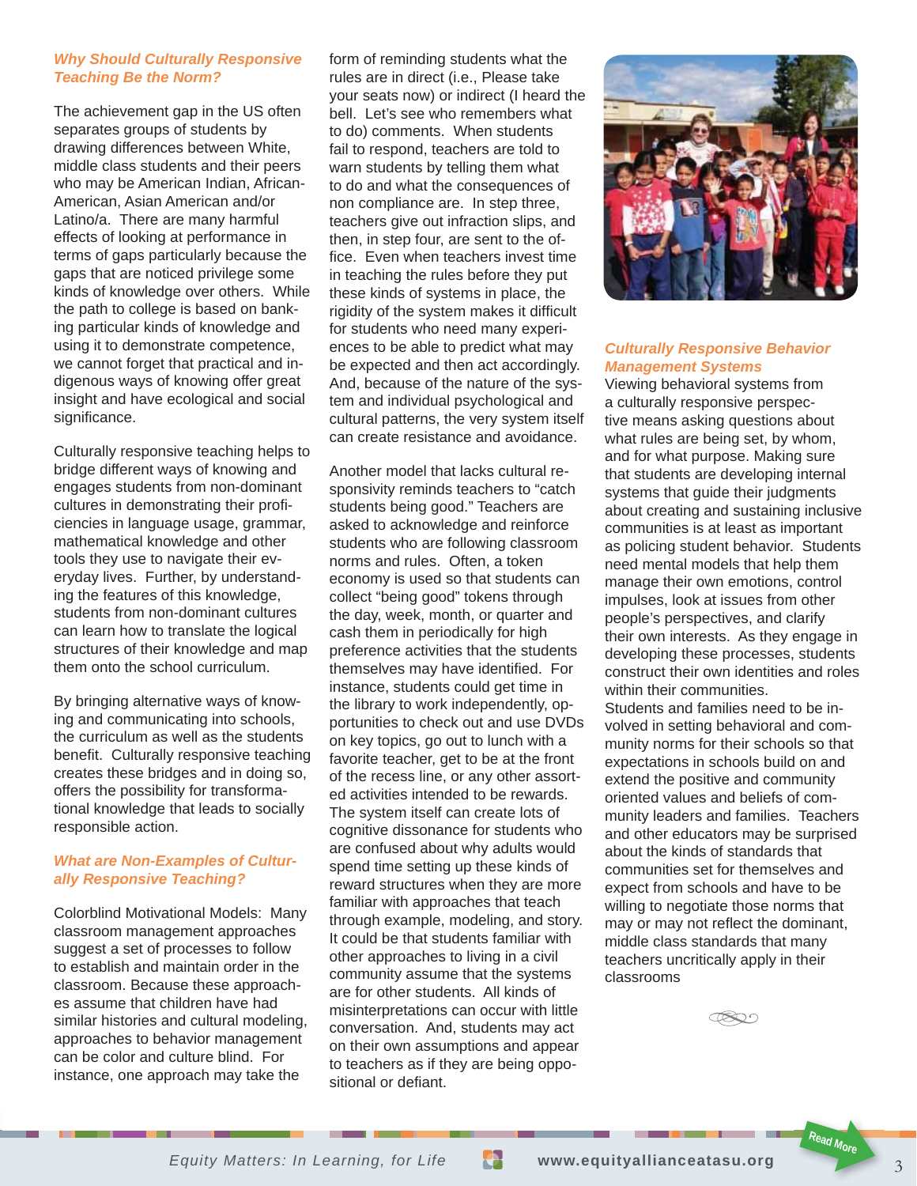### *Why Should Culturally Responsive Teaching Be the Norm?*

The achievement gap in the US often separates groups of students by drawing differences between White, middle class students and their peers who may be American Indian, African-American, Asian American and/or Latino/a. There are many harmful effects of looking at performance in terms of gaps particularly because the gaps that are noticed privilege some kinds of knowledge over others. While the path to college is based on banking particular kinds of knowledge and using it to demonstrate competence, we cannot forget that practical and indigenous ways of knowing offer great insight and have ecological and social significance.

Culturally responsive teaching helps to bridge different ways of knowing and engages students from non-dominant cultures in demonstrating their proficiencies in language usage, grammar, mathematical knowledge and other tools they use to navigate their everyday lives. Further, by understanding the features of this knowledge, students from non-dominant cultures can learn how to translate the logical structures of their knowledge and map them onto the school curriculum.

By bringing alternative ways of knowing and communicating into schools, the curriculum as well as the students benefit. Culturally responsive teaching creates these bridges and in doing so, offers the possibility for transformational knowledge that leads to socially responsible action.

### *What are Non-Examples of Culturally Responsive Teaching?*

Colorblind Motivational Models: Many classroom management approaches suggest a set of processes to follow to establish and maintain order in the classroom. Because these approaches assume that children have had similar histories and cultural modeling, approaches to behavior management can be color and culture blind. For instance, one approach may take the form of reminding students what the rules are in direct (i.e., Please take your seats now) or indirect (I heard the bell. Let's see who remembers what to do) comments. When students fail to respond, teachers are told to warn students by telling them what to do and what the consequences of non compliance are. In step three, teachers give out infraction slips, and then, in step four, are sent to the office. Even when teachers invest time in teaching the rules before they put these kinds of systems in place, the rigidity of the system makes it difficult for students who need many experiences to be able to predict what may be expected and then act accordingly. And, because of the nature of the system and individual psychological and cultural patterns, the very system itself can create resistance and avoidance.

Another model that lacks cultural responsivity reminds teachers to "catch students being good." Teachers are asked to acknowledge and reinforce students who are following classroom norms and rules. Often, a token economy is used so that students can collect "being good" tokens through the day, week, month, or quarter and cash them in periodically for high preference activities that the students themselves may have identified. For instance, students could get time in the library to work independently, opportunities to check out and use DVDs on key topics, go out to lunch with a favorite teacher, get to be at the front of the recess line, or any other assorted activities intended to be rewards. The system itself can create lots of cognitive dissonance for students who are confused about why adults would spend time setting up these kinds of reward structures when they are more familiar with approaches that teach through example, modeling, and story. It could be that students familiar with other approaches to living in a civil community assume that the systems are for other students. All kinds of misinterpretations can occur with little conversation. And, students may act on their own assumptions and appear to teachers as if they are being oppositional or defiant.

### *Culturally Responsive Behavior Management Systems*

Viewing behavioral systems from a culturally responsive perspective means asking questions about what rules are being set, by whom, and for what purpose. Making sure that students are developing internal systems that guide their judgments about creating and sustaining inclusive communities is at least as important as policing student behavior. Students need mental models that help them manage their own emotions, control impulses, look at issues from other people's perspectives, and clarify their own interests. As they engage in developing these processes, students construct their own identities and roles within their communities.

Students and families need to be involved in setting behavioral and community norms for their schools so that expectations in schools build on and extend the positive and community oriented values and beliefs of community leaders and families. Teachers and other educators may be surprised about the kinds of standards that communities set for themselves and expect from schools and have to be willing to negotiate those norms that may or may not reflect the dominant, middle class standards that many teachers uncritically apply in their classrooms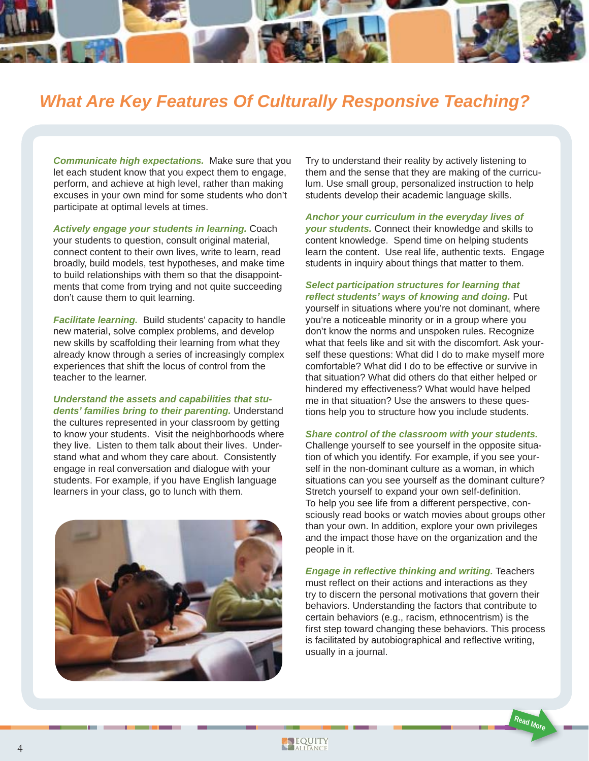# What Are Key Features Of Culturally Responsive Teaching?

***Communicate high expectations.*** Make sure that you let each student know that you expect them to engage, perform, and achieve at high level, rather than making excuses in your own mind for some students who don't participate at optimal levels at times.

***Actively engage your students in learning.*** Coach your students to question, consult original material, connect content to their own lives, write to learn, read broadly, build models, test hypotheses, and make time to build relationships with them so that the disappointments that come from trying and not quite succeeding don't cause them to quit learning.

***Facilitate learning.*** Build students' capacity to handle new material, solve complex problems, and develop new skills by scaffolding their learning from what they already know through a series of increasingly complex experiences that shift the locus of control from the teacher to the learner.

***Understand the assets and capabilities that students' families bring to their parenting.*** Understand the cultures represented in your classroom by getting to know your students. Visit the neighborhoods where they live. Listen to them talk about their lives. Understand what and whom they care about. Consistently engage in real conversation and dialogue with your students. For example, if you have English language learners in your class, go to lunch with them. Try to understand their reality by actively listening to them and the sense that they are making of the curriculum. Use small group, personalized instruction to help students develop their academic language skills.

***Anchor your curriculum in the everyday lives of your students.*** Connect their knowledge and skills to content knowledge. Spend time on helping students learn the content. Use real life, authentic texts. Engage students in inquiry about things that matter to them.

***Select participation structures for learning that reflect students' ways of knowing and doing.*** Put yourself in situations where you're not dominant, where you're a noticeable minority or in a group where you don't know the norms and unspoken rules. Recognize what that feels like and sit with the discomfort. Ask yourself these questions: What did I do to make myself more comfortable? What did I do to be effective or survive in that situation? What did others do that either helped or hindered my effectiveness? What would have helped me in that situation? Use the answers to these questions help you to structure how you include students.

***Share control of the classroom with your students.*** Challenge yourself to see yourself in the opposite situation of which you identify. For example, if you see yourself in the non-dominant culture as a woman, in which situations can you see yourself as the dominant culture? Stretch yourself to expand your own self-definition. To help you see life from a different perspective, consciously read books or watch movies about groups other than your own. In addition, explore your own privileges and the impact those have on the organization and the people in it.

***Engage in reflective thinking and writing.*** Teachers must reflect on their actions and interactions as they try to discern the personal motivations that govern their behaviors. Understanding the factors that contribute to certain behaviors (e.g., racism, ethnocentrism) is the first step toward changing these behaviors. This process is facilitated by autobiographical and reflective writing, usually in a journal.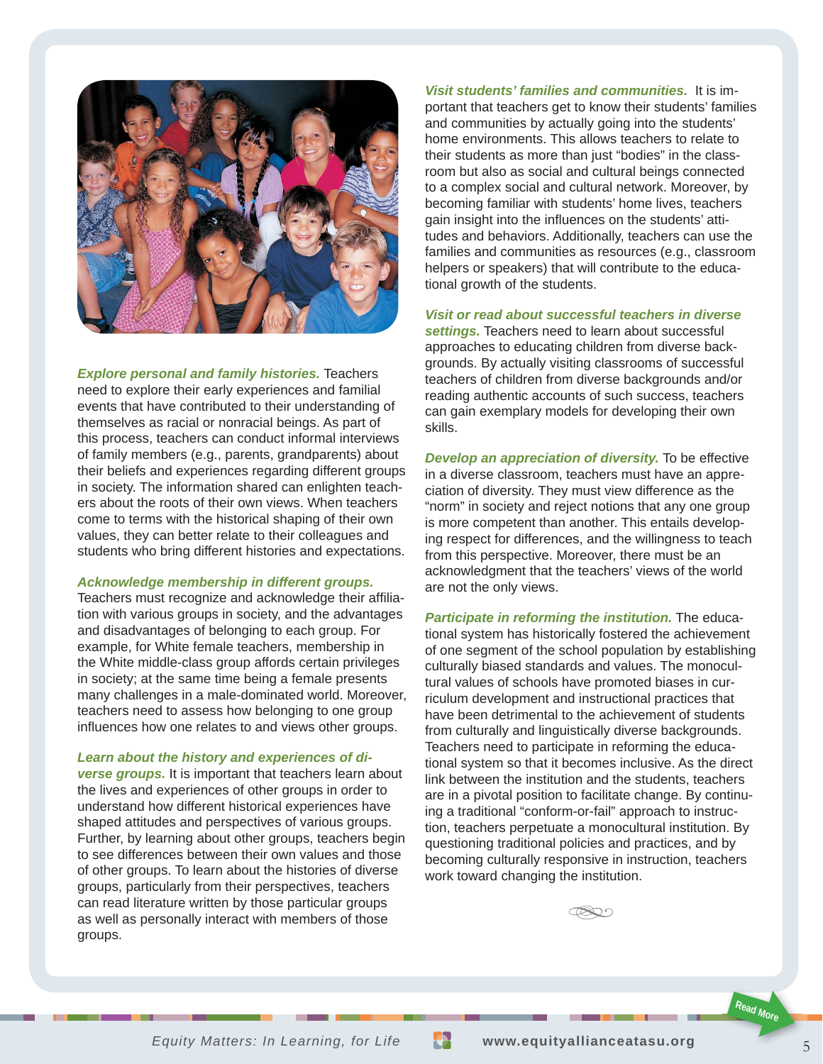***Explore personal and family histories.*** Teachers need to explore their early experiences and familial events that have contributed to their understanding of themselves as racial or nonracial beings. As part of this process, teachers can conduct informal interviews of family members (e.g., parents, grandparents) about their beliefs and experiences regarding different groups in society. The information shared can enlighten teachers about the roots of their own views. When teachers come to terms with the historical shaping of their own values, they can better relate to their colleagues and students who bring different histories and expectations.

***Acknowledge membership in different groups.*** Teachers must recognize and acknowledge their affiliation with various groups in society, and the advantages and disadvantages of belonging to each group. For example, for White female teachers, membership in the White middle-class group affords certain privileges in society; at the same time being a female presents many challenges in a male-dominated world. Moreover, teachers need to assess how belonging to one group influences how one relates to and views other groups.

***Learn about the history and experiences of diverse groups.*** It is important that teachers learn about the lives and experiences of other groups in order to understand how different historical experiences have shaped attitudes and perspectives of various groups. Further, by learning about other groups, teachers begin to see differences between their own values and those of other groups. To learn about the histories of diverse groups, particularly from their perspectives, teachers can read literature written by those particular groups as well as personally interact with members of those groups.

***Visit students' families and communities.*** It is important that teachers get to know their students' families and communities by actually going into the students' home environments. This allows teachers to relate to their students as more than just "bodies" in the classroom but also as social and cultural beings connected to a complex social and cultural network. Moreover, by becoming familiar with students' home lives, teachers gain insight into the influences on the students' attitudes and behaviors. Additionally, teachers can use the families and communities as resources (e.g., classroom helpers or speakers) that will contribute to the educational growth of the students.

***Visit or read about successful teachers in diverse settings.*** Teachers need to learn about successful approaches to educating children from diverse backgrounds. By actually visiting classrooms of successful teachers of children from diverse backgrounds and/or reading authentic accounts of such success, teachers can gain exemplary models for developing their own skills.

***Develop an appreciation of diversity.*** To be effective in a diverse classroom, teachers must have an appreciation of diversity. They must view difference as the "norm" in society and reject notions that any one group is more competent than another. This entails developing respect for differences, and the willingness to teach from this perspective. Moreover, there must be an acknowledgment that the teachers' views of the world are not the only views.

***Participate in reforming the institution.*** The educational system has historically fostered the achievement of one segment of the school population by establishing culturally biased standards and values. The monocultural values of schools have promoted biases in curriculum development and instructional practices that have been detrimental to the achievement of students from culturally and linguistically diverse backgrounds. Teachers need to participate in reforming the educational system so that it becomes inclusive. As the direct link between the institution and the students, teachers are in a pivotal position to facilitate change. By continuing a traditional "conform-or-fail" approach to instruction, teachers perpetuate a monocultural institution. By questioning traditional policies and practices, and by becoming culturally responsive in instruction, teachers work toward changing the institution.

Read More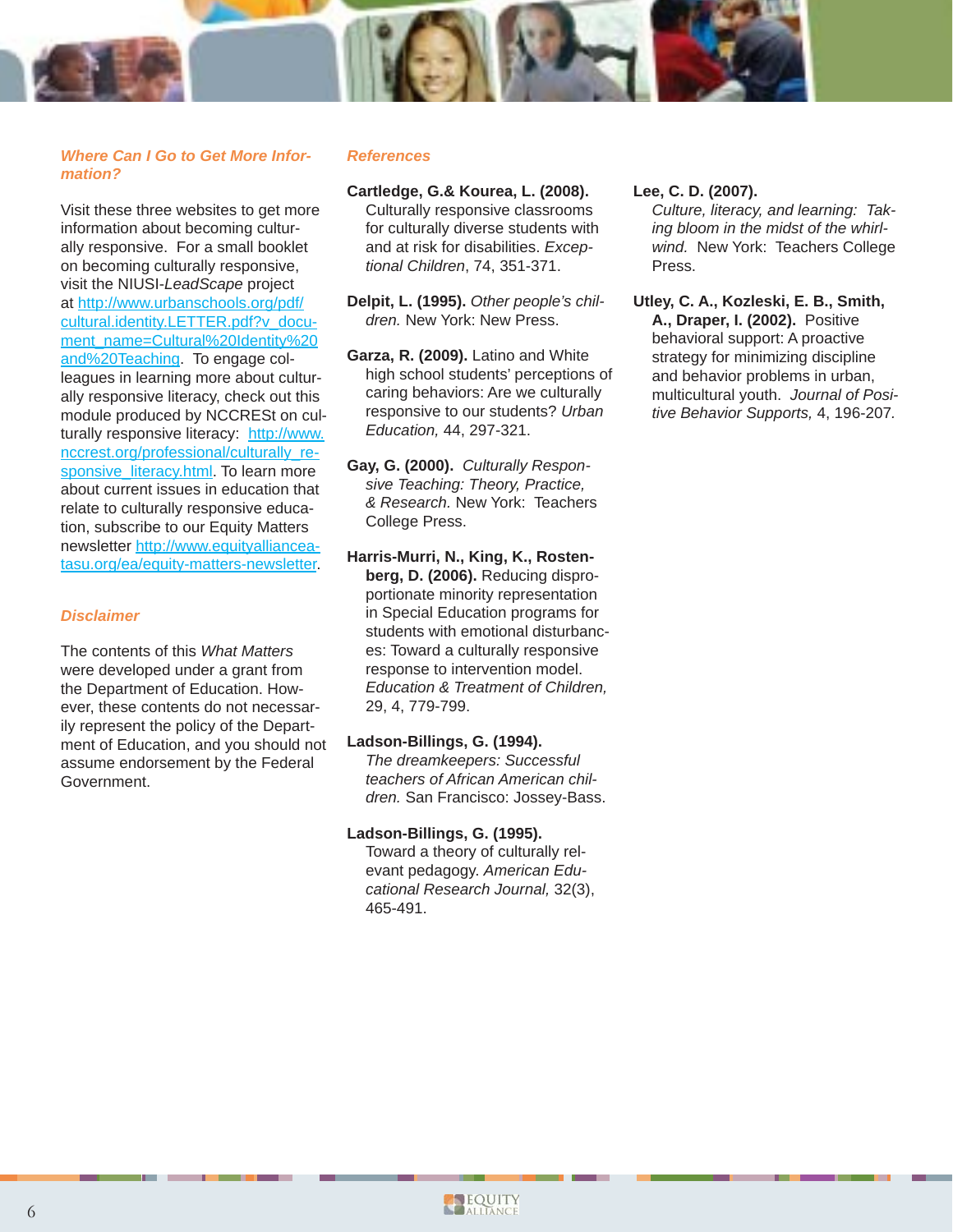## Where Can I Go to Get More Information?

Visit these three websites to get more information about becoming culturally responsive. For a small booklet on becoming culturally responsive, visit the NIUSI-*LeadScape* project at http://www.urbanschools.org/pdf/cultural.identity.LETTER.pdf?v_document_name=Cultural%20Identity%20and%20Teaching. To engage colleagues in learning more about culturally responsive literacy, check out this module produced by NCCRESt on culturally responsive literacy: http://www.nccrest.org/professional/culturally_responsive_literacy.html. To learn more about current issues in education that relate to culturally responsive education, subscribe to our Equity Matters newsletter http://www.equityallianceatasu.org/ea/equity-matters-newsletter.

## Disclaimer

The contents of this *What Matters* were developed under a grant from the Department of Education. However, these contents do not necessarily represent the policy of the Department of Education, and you should not assume endorsement by the Federal Government.

## References

**Cartledge, G.& Kourea, L. (2008).** Culturally responsive classrooms for culturally diverse students with and at risk for disabilities. *Exceptional Children*, 74, 351-371.

**Delpit, L. (1995).** *Other people's children.* New York: New Press.

**Garza, R. (2009).** Latino and White high school students' perceptions of caring behaviors: Are we culturally responsive to our students? *Urban Education,* 44, 297-321.

**Gay, G. (2000).** *Culturally Responsive Teaching: Theory, Practice, & Research.* New York: Teachers College Press.

**Harris-Murri, N., King, K., Rostenberg, D. (2006).** Reducing disproportionate minority representation in Special Education programs for students with emotional disturbances: Toward a culturally responsive response to intervention model. *Education & Treatment of Children,* 29, 4, 779-799.

**Ladson-Billings, G. (1994).** *The dreamkeepers: Successful teachers of African American children.* San Francisco: Jossey-Bass.

**Ladson-Billings, G. (1995).** Toward a theory of culturally relevant pedagogy. *American Educational Research Journal,* 32(3), 465-491.

**Lee, C. D. (2007).** *Culture, literacy, and learning: Taking bloom in the midst of the whirlwind.* New York: Teachers College Press.

**Utley, C. A., Kozleski, E. B., Smith, A., Draper, I. (2002).** Positive behavioral support: A proactive strategy for minimizing discipline and behavior problems in urban, multicultural youth. *Journal of Positive Behavior Supports,* 4, 196-207.